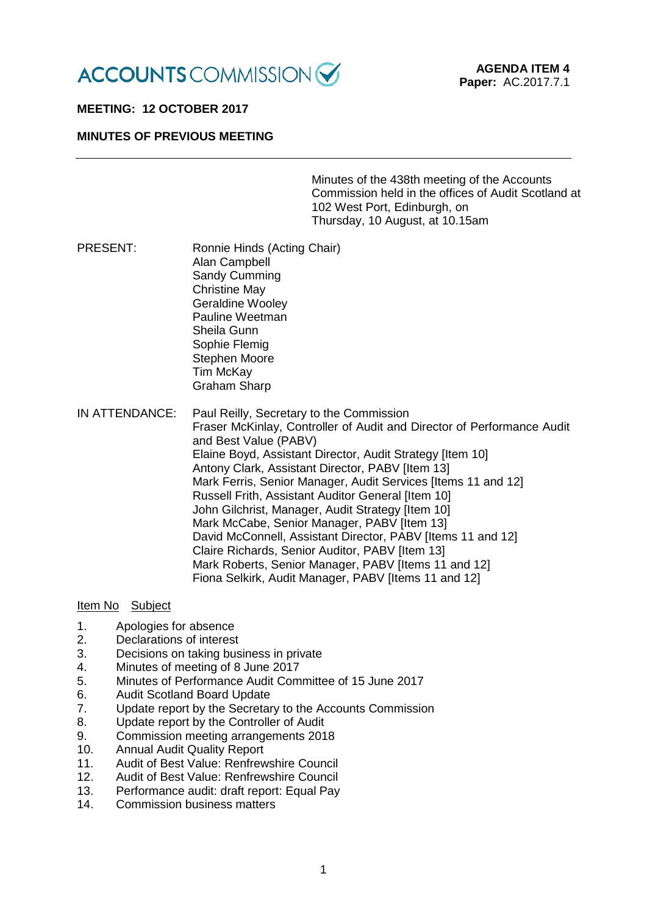ACCOUNTS COMMISSION

**AGENDA ITEM 4**
**Paper:** AC.2017.7.1

**MEETING: 12 OCTOBER 2017**

**MINUTES OF PREVIOUS MEETING**

---

Minutes of the 438th meeting of the Accounts Commission held in the offices of Audit Scotland at 102 West Port, Edinburgh, on Thursday, 10 August, at 10.15am

PRESENT:

Ronnie Hinds (Acting Chair)
Alan Campbell
Sandy Cumming
Christine May
Geraldine Wooley
Pauline Weetman
Sheila Gunn
Sophie Flemig
Stephen Moore
Tim McKay
Graham Sharp

IN ATTENDANCE:

Paul Reilly, Secretary to the Commission
Fraser McKinlay, Controller of Audit and Director of Performance Audit and Best Value (PABV)
Elaine Boyd, Assistant Director, Audit Strategy [Item 10]
Antony Clark, Assistant Director, PABV [Item 13]
Mark Ferris, Senior Manager, Audit Services [Items 11 and 12]
Russell Frith, Assistant Auditor General [Item 10]
John Gilchrist, Manager, Audit Strategy [Item 10]
Mark McCabe, Senior Manager, PABV [Item 13]
David McConnell, Assistant Director, PABV [Items 11 and 12]
Claire Richards, Senior Auditor, PABV [Item 13]
Mark Roberts, Senior Manager, PABV [Items 11 and 12]
Fiona Selkirk, Audit Manager, PABV [Items 11 and 12]

| Item No | Subject |
|---|---|
| 1. | Apologies for absence |
| 2. | Declarations of interest |
| 3. | Decisions on taking business in private |
| 4. | Minutes of meeting of 8 June 2017 |
| 5. | Minutes of Performance Audit Committee of 15 June 2017 |
| 6. | Audit Scotland Board Update |
| 7. | Update report by the Secretary to the Accounts Commission |
| 8. | Update report by the Controller of Audit |
| 9. | Commission meeting arrangements 2018 |
| 10. | Annual Audit Quality Report |
| 11. | Audit of Best Value: Renfrewshire Council |
| 12. | Audit of Best Value: Renfrewshire Council |
| 13. | Performance audit: draft report: Equal Pay |
| 14. | Commission business matters |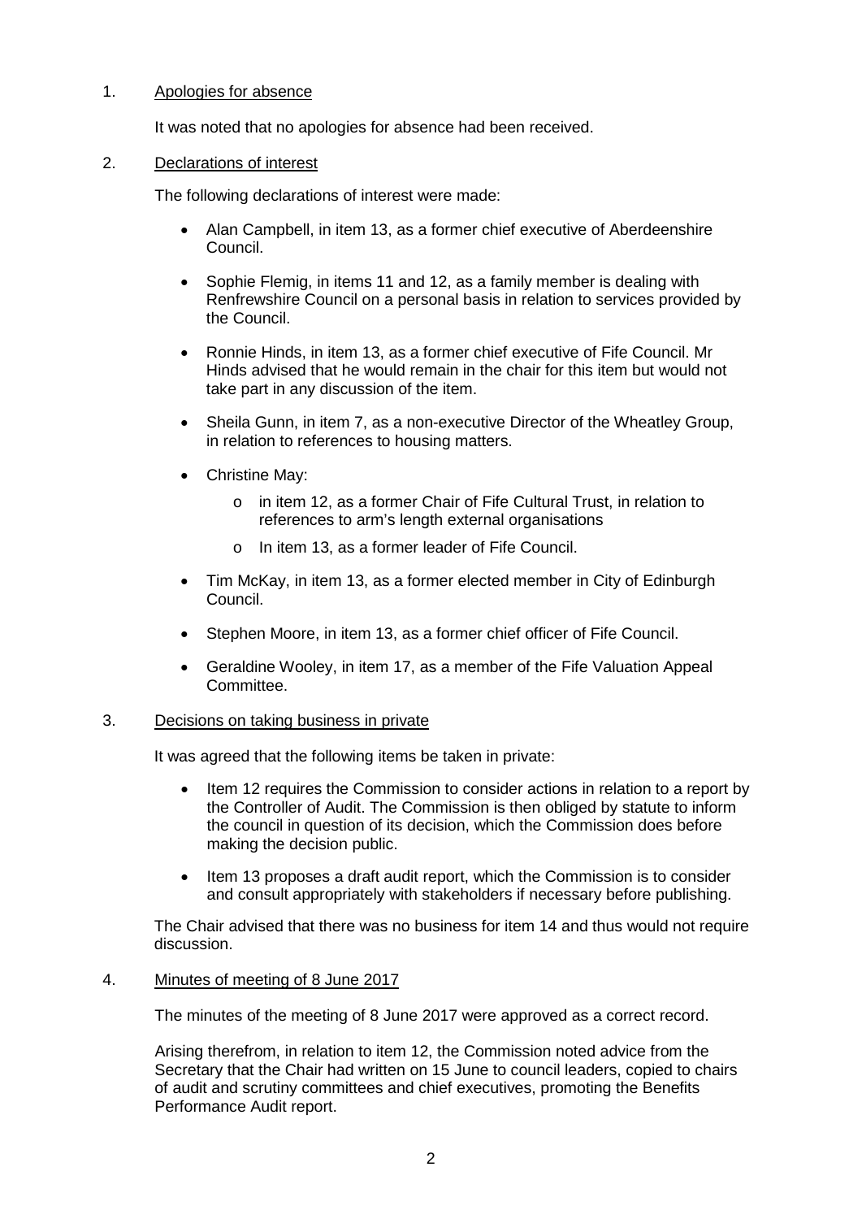1. Apologies for absence

   It was noted that no apologies for absence had been received.

2. Declarations of interest

   The following declarations of interest were made:

   - Alan Campbell, in item 13, as a former chief executive of Aberdeenshire Council.
   - Sophie Flemig, in items 11 and 12, as a family member is dealing with Renfrewshire Council on a personal basis in relation to services provided by the Council.
   - Ronnie Hinds, in item 13, as a former chief executive of Fife Council. Mr Hinds advised that he would remain in the chair for this item but would not take part in any discussion of the item.
   - Sheila Gunn, in item 7, as a non-executive Director of the Wheatley Group, in relation to references to housing matters.
   - Christine May:
     - in item 12, as a former Chair of Fife Cultural Trust, in relation to references to arm's length external organisations
     - In item 13, as a former leader of Fife Council.
   - Tim McKay, in item 13, as a former elected member in City of Edinburgh Council.
   - Stephen Moore, in item 13, as a former chief officer of Fife Council.
   - Geraldine Wooley, in item 17, as a member of the Fife Valuation Appeal Committee.

3. Decisions on taking business in private

   It was agreed that the following items be taken in private:

   - Item 12 requires the Commission to consider actions in relation to a report by the Controller of Audit. The Commission is then obliged by statute to inform the council in question of its decision, which the Commission does before making the decision public.
   - Item 13 proposes a draft audit report, which the Commission is to consider and consult appropriately with stakeholders if necessary before publishing.

   The Chair advised that there was no business for item 14 and thus would not require discussion.

4. Minutes of meeting of 8 June 2017

   The minutes of the meeting of 8 June 2017 were approved as a correct record.

   Arising therefrom, in relation to item 12, the Commission noted advice from the Secretary that the Chair had written on 15 June to council leaders, copied to chairs of audit and scrutiny committees and chief executives, promoting the Benefits Performance Audit report.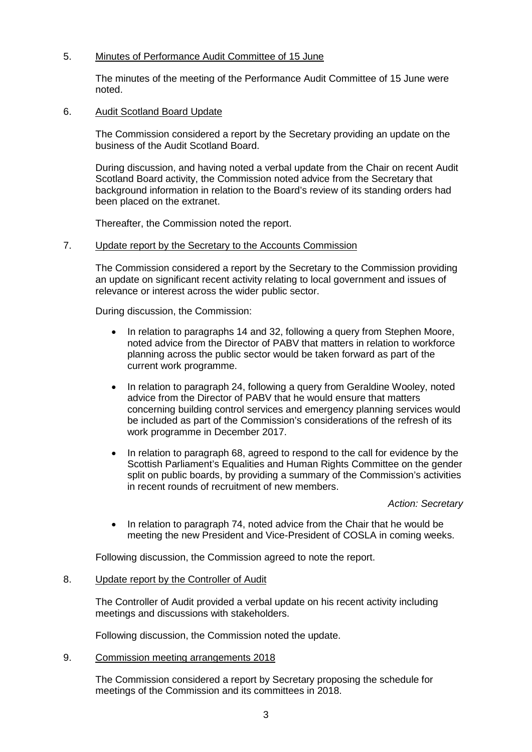5. Minutes of Performance Audit Committee of 15 June

The minutes of the meeting of the Performance Audit Committee of 15 June were noted.

6. Audit Scotland Board Update

The Commission considered a report by the Secretary providing an update on the business of the Audit Scotland Board.

During discussion, and having noted a verbal update from the Chair on recent Audit Scotland Board activity, the Commission noted advice from the Secretary that background information in relation to the Board's review of its standing orders had been placed on the extranet.

Thereafter, the Commission noted the report.

7. Update report by the Secretary to the Accounts Commission

The Commission considered a report by the Secretary to the Commission providing an update on significant recent activity relating to local government and issues of relevance or interest across the wider public sector.

During discussion, the Commission:

- In relation to paragraphs 14 and 32, following a query from Stephen Moore, noted advice from the Director of PABV that matters in relation to workforce planning across the public sector would be taken forward as part of the current work programme.

- In relation to paragraph 24, following a query from Geraldine Wooley, noted advice from the Director of PABV that he would ensure that matters concerning building control services and emergency planning services would be included as part of the Commission's considerations of the refresh of its work programme in December 2017.

- In relation to paragraph 68, agreed to respond to the call for evidence by the Scottish Parliament's Equalities and Human Rights Committee on the gender split on public boards, by providing a summary of the Commission's activities in recent rounds of recruitment of new members.

  *Action: Secretary*

- In relation to paragraph 74, noted advice from the Chair that he would be meeting the new President and Vice-President of COSLA in coming weeks.

Following discussion, the Commission agreed to note the report.

8. Update report by the Controller of Audit

The Controller of Audit provided a verbal update on his recent activity including meetings and discussions with stakeholders.

Following discussion, the Commission noted the update.

9. Commission meeting arrangements 2018

The Commission considered a report by Secretary proposing the schedule for meetings of the Commission and its committees in 2018.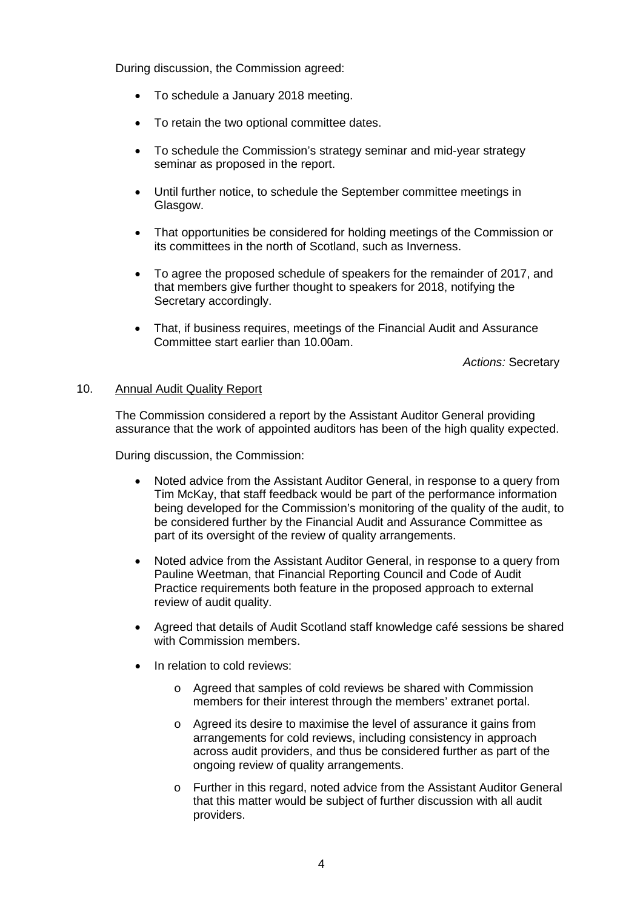During discussion, the Commission agreed:

- To schedule a January 2018 meeting.
- To retain the two optional committee dates.
- To schedule the Commission's strategy seminar and mid-year strategy seminar as proposed in the report.
- Until further notice, to schedule the September committee meetings in Glasgow.
- That opportunities be considered for holding meetings of the Commission or its committees in the north of Scotland, such as Inverness.
- To agree the proposed schedule of speakers for the remainder of 2017, and that members give further thought to speakers for 2018, notifying the Secretary accordingly.
- That, if business requires, meetings of the Financial Audit and Assurance Committee start earlier than 10.00am.

*Actions:* Secretary

10. Annual Audit Quality Report

The Commission considered a report by the Assistant Auditor General providing assurance that the work of appointed auditors has been of the high quality expected.

During discussion, the Commission:

- Noted advice from the Assistant Auditor General, in response to a query from Tim McKay, that staff feedback would be part of the performance information being developed for the Commission's monitoring of the quality of the audit, to be considered further by the Financial Audit and Assurance Committee as part of its oversight of the review of quality arrangements.
- Noted advice from the Assistant Auditor General, in response to a query from Pauline Weetman, that Financial Reporting Council and Code of Audit Practice requirements both feature in the proposed approach to external review of audit quality.
- Agreed that details of Audit Scotland staff knowledge café sessions be shared with Commission members.
- In relation to cold reviews:
    - Agreed that samples of cold reviews be shared with Commission members for their interest through the members' extranet portal.
    - Agreed its desire to maximise the level of assurance it gains from arrangements for cold reviews, including consistency in approach across audit providers, and thus be considered further as part of the ongoing review of quality arrangements.
    - Further in this regard, noted advice from the Assistant Auditor General that this matter would be subject of further discussion with all audit providers.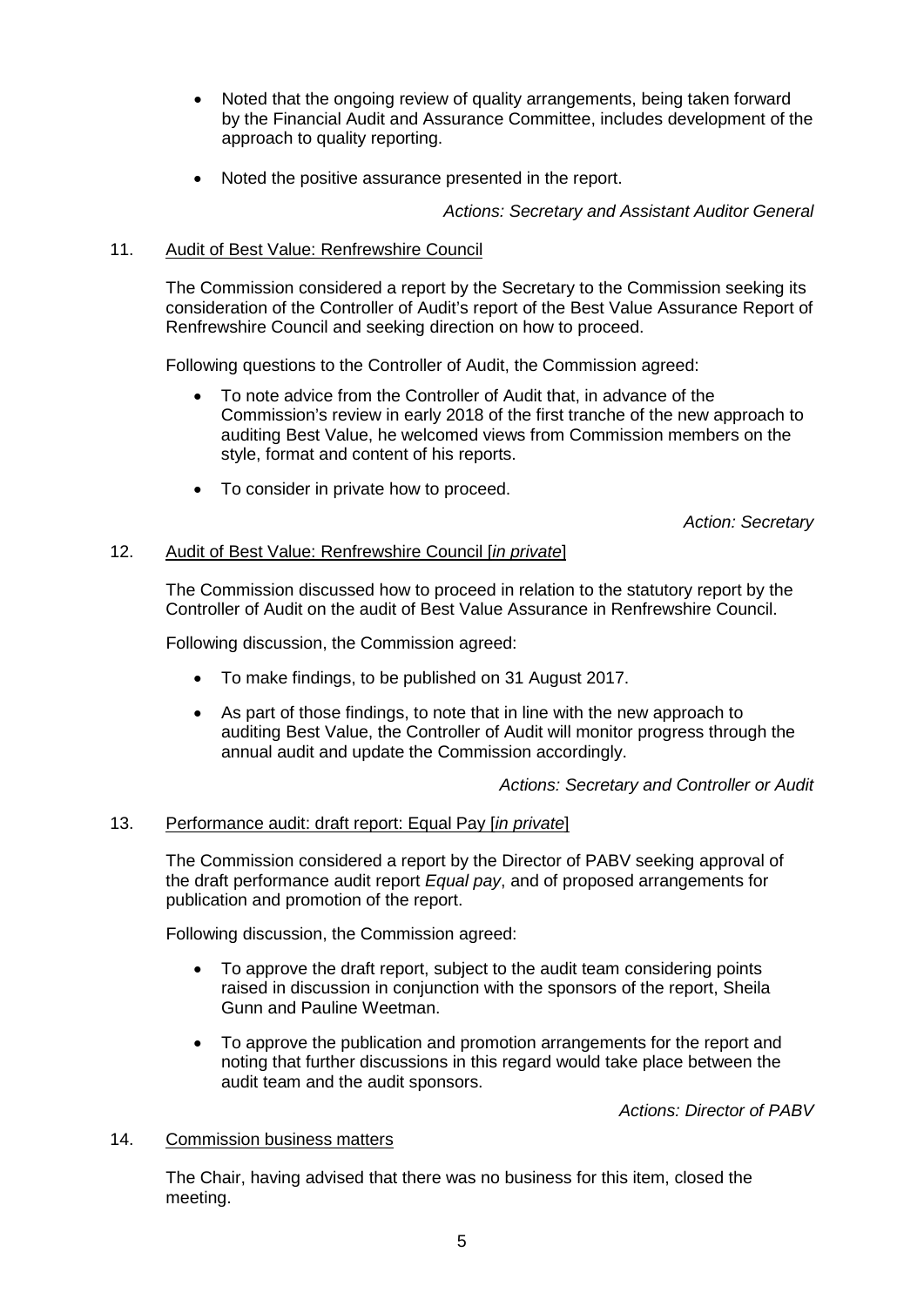- Noted that the ongoing review of quality arrangements, being taken forward by the Financial Audit and Assurance Committee, includes development of the approach to quality reporting.

- Noted the positive assurance presented in the report.

*Actions: Secretary and Assistant Auditor General*

11. <u>Audit of Best Value: Renfrewshire Council</u>

The Commission considered a report by the Secretary to the Commission seeking its consideration of the Controller of Audit's report of the Best Value Assurance Report of Renfrewshire Council and seeking direction on how to proceed.

Following questions to the Controller of Audit, the Commission agreed:

- To note advice from the Controller of Audit that, in advance of the Commission's review in early 2018 of the first tranche of the new approach to auditing Best Value, he welcomed views from Commission members on the style, format and content of his reports.

- To consider in private how to proceed.

*Action: Secretary*

12. <u>Audit of Best Value: Renfrewshire Council [*in private*]</u>

The Commission discussed how to proceed in relation to the statutory report by the Controller of Audit on the audit of Best Value Assurance in Renfrewshire Council.

Following discussion, the Commission agreed:

- To make findings, to be published on 31 August 2017.

- As part of those findings, to note that in line with the new approach to auditing Best Value, the Controller of Audit will monitor progress through the annual audit and update the Commission accordingly.

*Actions: Secretary and Controller or Audit*

13. <u>Performance audit: draft report: Equal Pay [*in private*]</u>

The Commission considered a report by the Director of PABV seeking approval of the draft performance audit report *Equal pay*, and of proposed arrangements for publication and promotion of the report.

Following discussion, the Commission agreed:

- To approve the draft report, subject to the audit team considering points raised in discussion in conjunction with the sponsors of the report, Sheila Gunn and Pauline Weetman.

- To approve the publication and promotion arrangements for the report and noting that further discussions in this regard would take place between the audit team and the audit sponsors.

*Actions: Director of PABV*

14. <u>Commission business matters</u>

The Chair, having advised that there was no business for this item, closed the meeting.